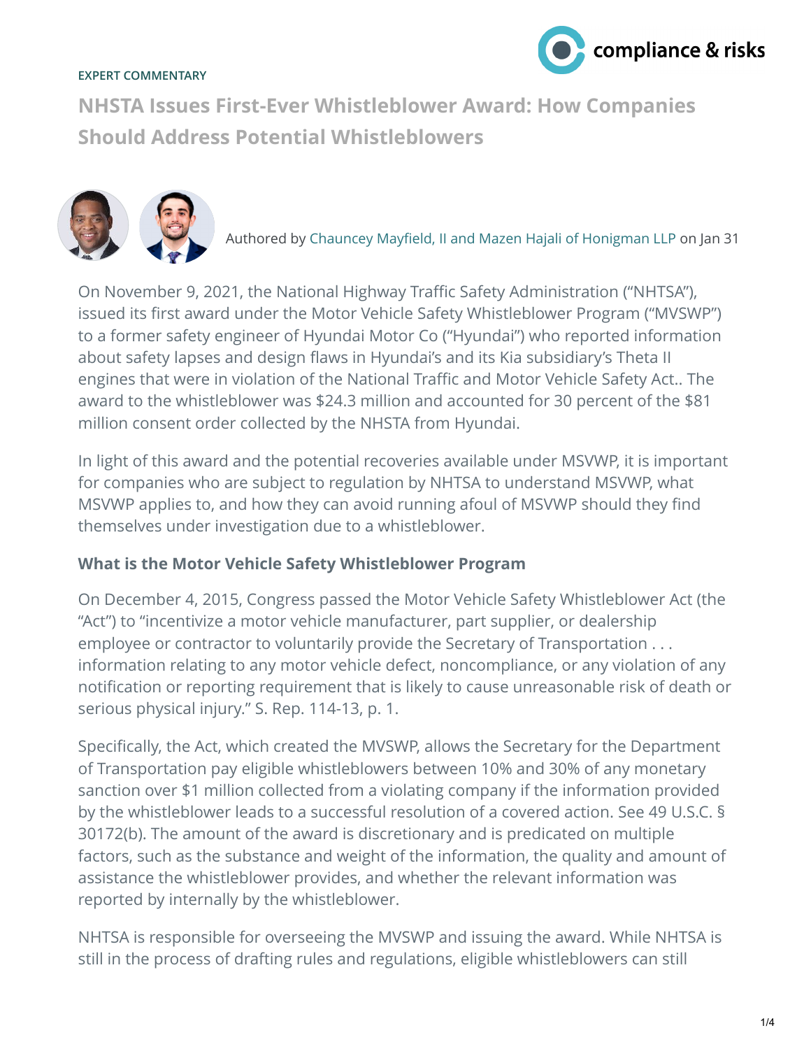EXPERT COMMENTARY

# NHSTA Issues First-Ever Whistleblower Award: How Companies Should Address Potential Whistleblowers

Authored by Chauncey Mayfield, II and Mazen Hajali of Honigman LLP on Jan 31

On November 9, 2021, the National Highway Traffic Safety Administration ("NHTSA"), issued its first award under the Motor Vehicle Safety Whistleblower Program ("MVSWP") to a former safety engineer of Hyundai Motor Co ("Hyundai") who reported information about safety lapses and design flaws in Hyundai's and its Kia subsidiary's Theta II engines that were in violation of the National Traffic and Motor Vehicle Safety Act.. The award to the whistleblower was $24.3 million and accounted for 30 percent of the $81 million consent order collected by the NHSTA from Hyundai.

In light of this award and the potential recoveries available under MSVWP, it is important for companies who are subject to regulation by NHTSA to understand MSVWP, what MSVWP applies to, and how they can avoid running afoul of MSVWP should they find themselves under investigation due to a whistleblower.

**What is the Motor Vehicle Safety Whistleblower Program**

On December 4, 2015, Congress passed the Motor Vehicle Safety Whistleblower Act (the "Act") to "incentivize a motor vehicle manufacturer, part supplier, or dealership employee or contractor to voluntarily provide the Secretary of Transportation . . . information relating to any motor vehicle defect, noncompliance, or any violation of any notification or reporting requirement that is likely to cause unreasonable risk of death or serious physical injury." S. Rep. 114-13, p. 1.

Specifically, the Act, which created the MVSWP, allows the Secretary for the Department of Transportation pay eligible whistleblowers between 10% and 30% of any monetary sanction over $1 million collected from a violating company if the information provided by the whistleblower leads to a successful resolution of a covered action. See 49 U.S.C. § 30172(b). The amount of the award is discretionary and is predicated on multiple factors, such as the substance and weight of the information, the quality and amount of assistance the whistleblower provides, and whether the relevant information was reported by internally by the whistleblower.

NHTSA is responsible for overseeing the MVSWP and issuing the award. While NHTSA is still in the process of drafting rules and regulations, eligible whistleblowers can still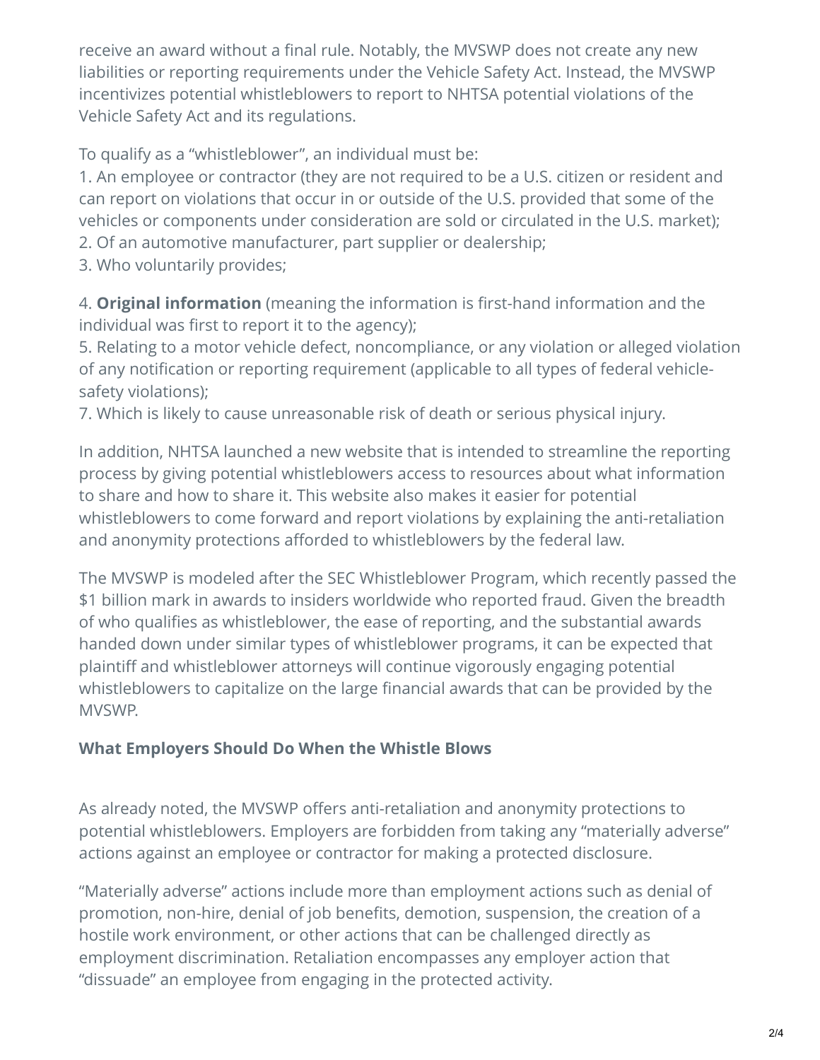receive an award without a final rule. Notably, the MVSWP does not create any new liabilities or reporting requirements under the Vehicle Safety Act. Instead, the MVSWP incentivizes potential whistleblowers to report to NHTSA potential violations of the Vehicle Safety Act and its regulations.

To qualify as a "whistleblower", an individual must be:

1. An employee or contractor (they are not required to be a U.S. citizen or resident and can report on violations that occur in or outside of the U.S. provided that some of the vehicles or components under consideration are sold or circulated in the U.S. market);
2. Of an automotive manufacturer, part supplier or dealership;
3. Who voluntarily provides;

4. **Original information** (meaning the information is first-hand information and the individual was first to report it to the agency);
5. Relating to a motor vehicle defect, noncompliance, or any violation or alleged violation of any notification or reporting requirement (applicable to all types of federal vehicle-safety violations);
7. Which is likely to cause unreasonable risk of death or serious physical injury.

In addition, NHTSA launched a new website that is intended to streamline the reporting process by giving potential whistleblowers access to resources about what information to share and how to share it. This website also makes it easier for potential whistleblowers to come forward and report violations by explaining the anti-retaliation and anonymity protections afforded to whistleblowers by the federal law.

The MVSWP is modeled after the SEC Whistleblower Program, which recently passed the $1 billion mark in awards to insiders worldwide who reported fraud. Given the breadth of who qualifies as whistleblower, the ease of reporting, and the substantial awards handed down under similar types of whistleblower programs, it can be expected that plaintiff and whistleblower attorneys will continue vigorously engaging potential whistleblowers to capitalize on the large financial awards that can be provided by the MVSWP.

**What Employers Should Do When the Whistle Blows**

As already noted, the MVSWP offers anti-retaliation and anonymity protections to potential whistleblowers. Employers are forbidden from taking any "materially adverse" actions against an employee or contractor for making a protected disclosure.

"Materially adverse" actions include more than employment actions such as denial of promotion, non-hire, denial of job benefits, demotion, suspension, the creation of a hostile work environment, or other actions that can be challenged directly as employment discrimination. Retaliation encompasses any employer action that "dissuade" an employee from engaging in the protected activity.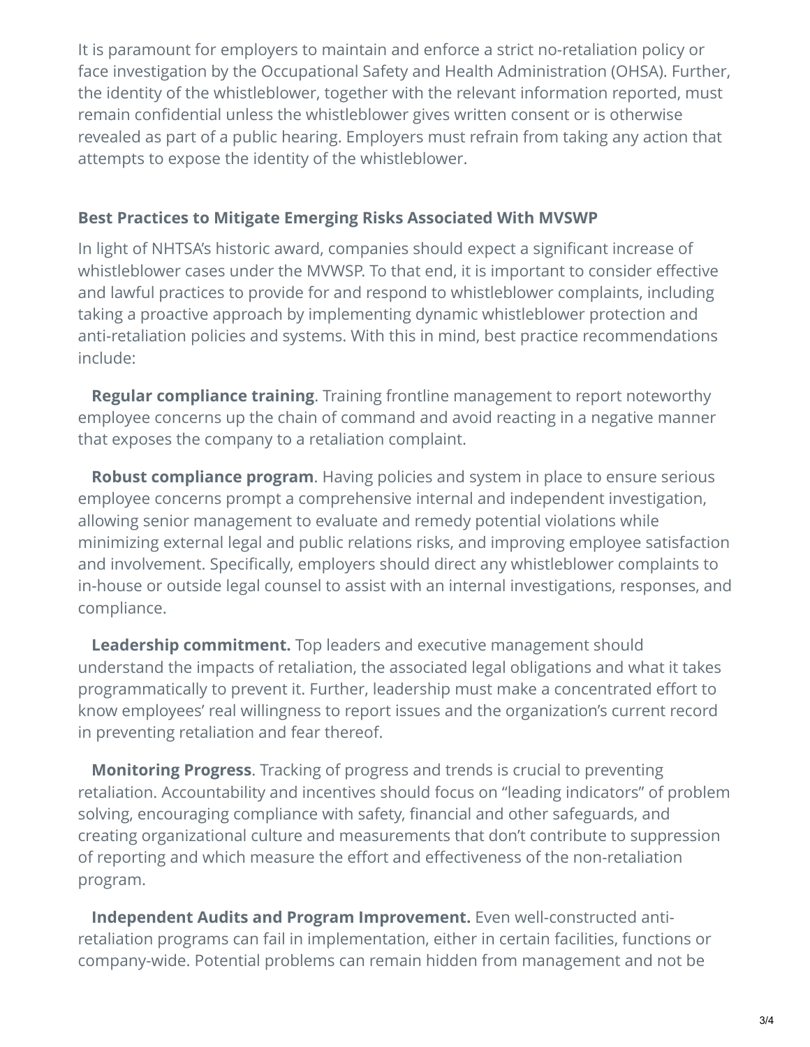It is paramount for employers to maintain and enforce a strict no-retaliation policy or face investigation by the Occupational Safety and Health Administration (OHSA). Further, the identity of the whistleblower, together with the relevant information reported, must remain confidential unless the whistleblower gives written consent or is otherwise revealed as part of a public hearing. Employers must refrain from taking any action that attempts to expose the identity of the whistleblower.

**Best Practices to Mitigate Emerging Risks Associated With MVSWP**

In light of NHTSA's historic award, companies should expect a significant increase of whistleblower cases under the MVWSP. To that end, it is important to consider effective and lawful practices to provide for and respond to whistleblower complaints, including taking a proactive approach by implementing dynamic whistleblower protection and anti-retaliation policies and systems. With this in mind, best practice recommendations include:

**Regular compliance training**. Training frontline management to report noteworthy employee concerns up the chain of command and avoid reacting in a negative manner that exposes the company to a retaliation complaint.

**Robust compliance program**. Having policies and system in place to ensure serious employee concerns prompt a comprehensive internal and independent investigation, allowing senior management to evaluate and remedy potential violations while minimizing external legal and public relations risks, and improving employee satisfaction and involvement. Specifically, employers should direct any whistleblower complaints to in-house or outside legal counsel to assist with an internal investigations, responses, and compliance.

**Leadership commitment.** Top leaders and executive management should understand the impacts of retaliation, the associated legal obligations and what it takes programmatically to prevent it. Further, leadership must make a concentrated effort to know employees' real willingness to report issues and the organization's current record in preventing retaliation and fear thereof.

**Monitoring Progress**. Tracking of progress and trends is crucial to preventing retaliation. Accountability and incentives should focus on "leading indicators" of problem solving, encouraging compliance with safety, financial and other safeguards, and creating organizational culture and measurements that don't contribute to suppression of reporting and which measure the effort and effectiveness of the non-retaliation program.

**Independent Audits and Program Improvement.** Even well-constructed anti-retaliation programs can fail in implementation, either in certain facilities, functions or company-wide. Potential problems can remain hidden from management and not be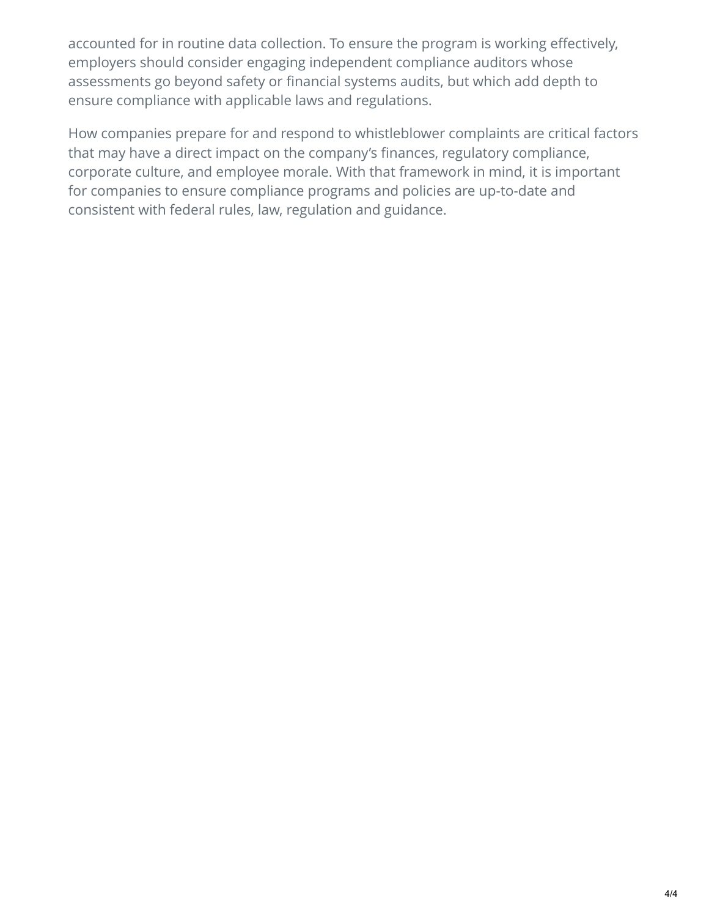accounted for in routine data collection. To ensure the program is working effectively, employers should consider engaging independent compliance auditors whose assessments go beyond safety or financial systems audits, but which add depth to ensure compliance with applicable laws and regulations.

How companies prepare for and respond to whistleblower complaints are critical factors that may have a direct impact on the company's finances, regulatory compliance, corporate culture, and employee morale. With that framework in mind, it is important for companies to ensure compliance programs and policies are up-to-date and consistent with federal rules, law, regulation and guidance.